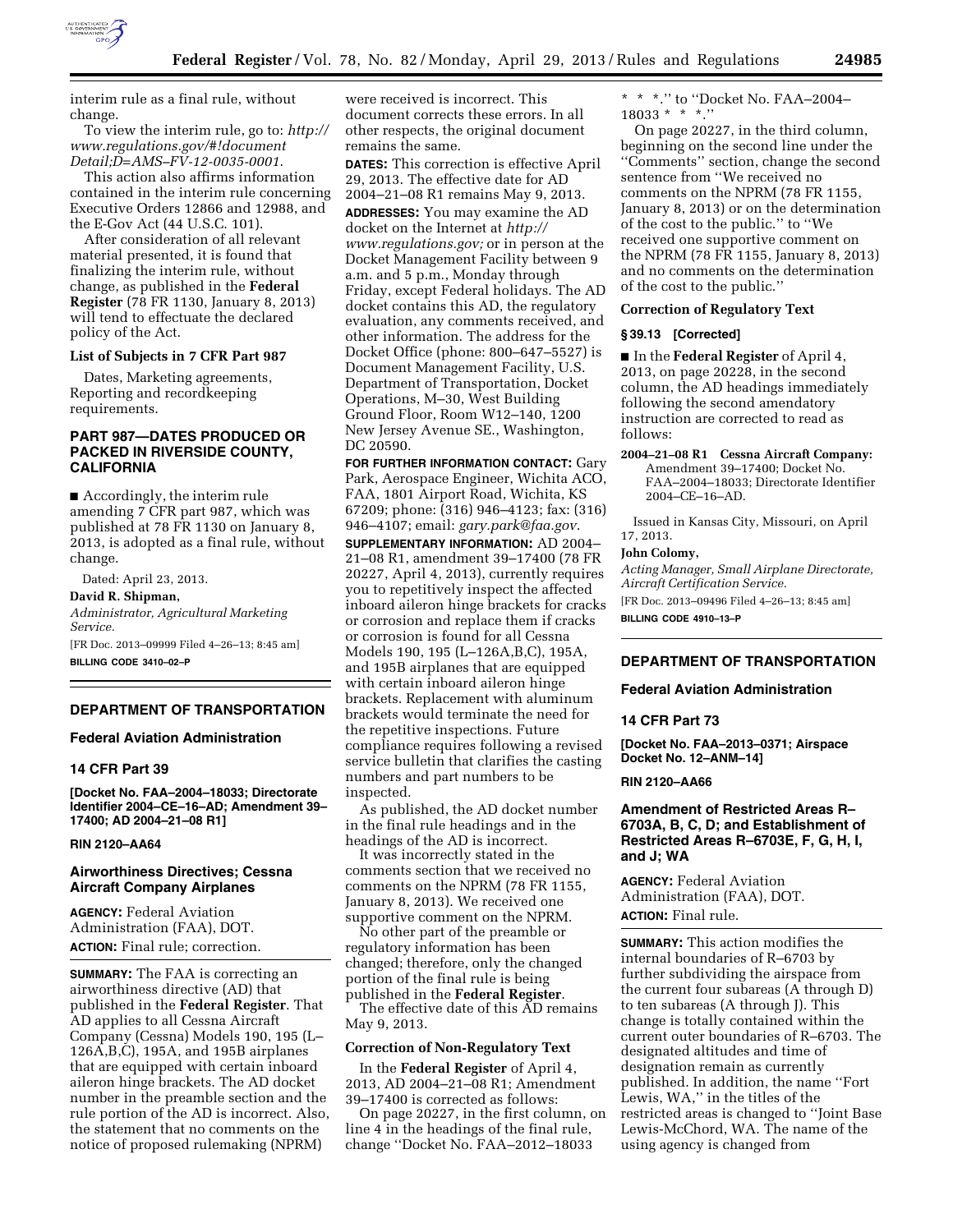interim rule as a final rule, without change.

To view the interim rule, go to: *http://www.regulations.gov/#!documentDetail;D=AMS-FV-12-0035-0001.*

This action also affirms information contained in the interim rule concerning Executive Orders 12866 and 12988, and the E-Gov Act (44 U.S.C. 101).

After consideration of all relevant material presented, it is found that finalizing the interim rule, without change, as published in the **Federal Register** (78 FR 1130, January 8, 2013) will tend to effectuate the declared policy of the Act.

### List of Subjects in 7 CFR Part 987

Dates, Marketing agreements, Reporting and recordkeeping requirements.

## PART 987—DATES PRODUCED OR PACKED IN RIVERSIDE COUNTY, CALIFORNIA

■ Accordingly, the interim rule amending 7 CFR part 987, which was published at 78 FR 1130 on January 8, 2013, is adopted as a final rule, without change.

Dated: April 23, 2013.

**David R. Shipman,**

*Administrator, Agricultural Marketing Service.*

[FR Doc. 2013–09999 Filed 4–26–13; 8:45 am]

**BILLING CODE 3410–02–P**

## DEPARTMENT OF TRANSPORTATION

### Federal Aviation Administration

### 14 CFR Part 39

**[Docket No. FAA–2004–18033; Directorate Identifier 2004–CE–16–AD; Amendment 39–17400; AD 2004–21–08 R1]**

**RIN 2120–AA64**

### Airworthiness Directives; Cessna Aircraft Company Airplanes

**AGENCY:** Federal Aviation Administration (FAA), DOT.

**ACTION:** Final rule; correction.

**SUMMARY:** The FAA is correcting an airworthiness directive (AD) that published in the **Federal Register**. That AD applies to all Cessna Aircraft Company (Cessna) Models 190, 195 (L–126A,B,C), 195A, and 195B airplanes that are equipped with certain inboard aileron hinge brackets. The AD docket number in the preamble section and the rule portion of the AD is incorrect. Also, the statement that no comments on the notice of proposed rulemaking (NPRM) were received is incorrect. This document corrects these errors. In all other respects, the original document remains the same.

**DATES:** This correction is effective April 29, 2013. The effective date for AD 2004–21–08 R1 remains May 9, 2013.

**ADDRESSES:** You may examine the AD docket on the Internet at *http://www.regulations.gov;* or in person at the Docket Management Facility between 9 a.m. and 5 p.m., Monday through Friday, except Federal holidays. The AD docket contains this AD, the regulatory evaluation, any comments received, and other information. The address for the Docket Office (phone: 800–647–5527) is Document Management Facility, U.S. Department of Transportation, Docket Operations, M–30, West Building Ground Floor, Room W12–140, 1200 New Jersey Avenue SE., Washington, DC 20590.

**FOR FURTHER INFORMATION CONTACT:** Gary Park, Aerospace Engineer, Wichita ACO, FAA, 1801 Airport Road, Wichita, KS 67209; phone: (316) 946–4123; fax: (316) 946–4107; email: *gary.park@faa.gov*.

**SUPPLEMENTARY INFORMATION:** AD 2004–21–08 R1, amendment 39–17400 (78 FR 20227, April 4, 2013), currently requires you to repetitively inspect the affected inboard aileron hinge brackets for cracks or corrosion and replace them if cracks or corrosion is found for all Cessna Models 190, 195 (L–126A,B,C), 195A, and 195B airplanes that are equipped with certain inboard aileron hinge brackets. Replacement with aluminum brackets would terminate the need for the repetitive inspections. Future compliance requires following a revised service bulletin that clarifies the casting numbers and part numbers to be inspected.

As published, the AD docket number in the final rule headings and in the headings of the AD is incorrect.

It was incorrectly stated in the comments section that we received no comments on the NPRM (78 FR 1155, January 8, 2013). We received one supportive comment on the NPRM.

No other part of the preamble or regulatory information has been changed; therefore, only the changed portion of the final rule is being published in the **Federal Register**.

The effective date of this AD remains May 9, 2013.

### Correction of Non-Regulatory Text

In the **Federal Register** of April 4, 2013, AD 2004–21–08 R1; Amendment 39–17400 is corrected as follows:

On page 20227, in the first column, on line 4 in the headings of the final rule, change ''Docket No. FAA–2012–18033 * * *.'' to ''Docket No. FAA–2004–18033 * * *.''

On page 20227, in the third column, beginning on the second line under the ''Comments'' section, change the second sentence from ''We received no comments on the NPRM (78 FR 1155, January 8, 2013) or on the determination of the cost to the public.'' to ''We received one supportive comment on the NPRM (78 FR 1155, January 8, 2013) and no comments on the determination of the cost to the public.''

### Correction of Regulatory Text

#### § 39.13 [Corrected]

■ In the **Federal Register** of April 4, 2013, on page 20228, in the second column, the AD headings immediately following the second amendatory instruction are corrected to read as follows:

**2004–21–08 R1 Cessna Aircraft Company:** Amendment 39–17400; Docket No. FAA–2004–18033; Directorate Identifier 2004–CE–16–AD.

Issued in Kansas City, Missouri, on April 17, 2013.

**John Colomy,**

*Acting Manager, Small Airplane Directorate, Aircraft Certification Service.*

[FR Doc. 2013–09496 Filed 4–26–13; 8:45 am]

**BILLING CODE 4910–13–P**

## DEPARTMENT OF TRANSPORTATION

### Federal Aviation Administration

### 14 CFR Part 73

**[Docket No. FAA–2013–0371; Airspace Docket No. 12–ANM–14]**

**RIN 2120–AA66**

### Amendment of Restricted Areas R–6703A, B, C, D; and Establishment of Restricted Areas R–6703E, F, G, H, I, and J; WA

**AGENCY:** Federal Aviation Administration (FAA), DOT.

**ACTION:** Final rule.

**SUMMARY:** This action modifies the internal boundaries of R–6703 by further subdividing the airspace from the current four subareas (A through D) to ten subareas (A through J). This change is totally contained within the current outer boundaries of R–6703. The designated altitudes and time of designation remain as currently published. In addition, the name ''Fort Lewis, WA,'' in the titles of the restricted areas is changed to ''Joint Base Lewis-McChord, WA. The name of the using agency is changed from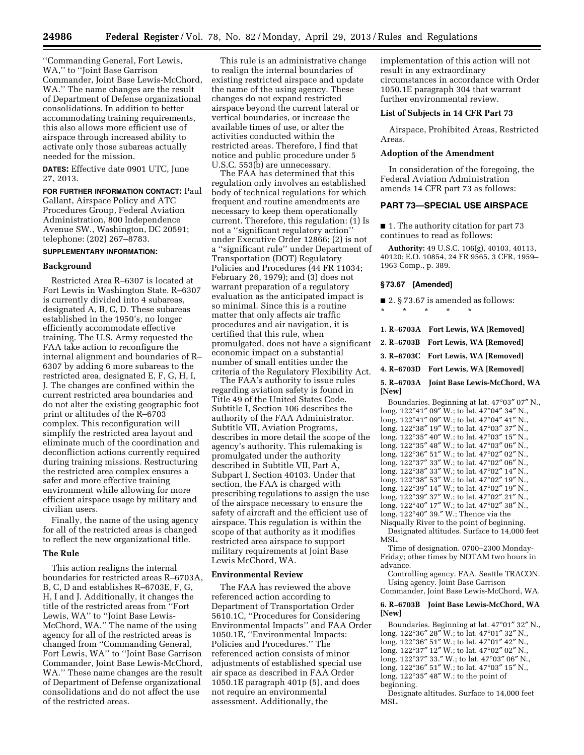''Commanding General, Fort Lewis, WA,'' to ''Joint Base Garrison Commander, Joint Base Lewis-McChord, WA.'' The name changes are the result of Department of Defense organizational consolidations. In addition to better accommodating training requirements, this also allows more efficient use of airspace through increased ability to activate only those subareas actually needed for the mission.

**DATES:** Effective date 0901 UTC, June 27, 2013.

**FOR FURTHER INFORMATION CONTACT:** Paul Gallant, Airspace Policy and ATC Procedures Group, Federal Aviation Administration, 800 Independence Avenue SW., Washington, DC 20591; telephone: (202) 267–8783.

**SUPPLEMENTARY INFORMATION:**

## Background

Restricted Area R–6307 is located at Fort Lewis in Washington State. R–6307 is currently divided into 4 subareas, designated A, B, C, D. These subareas established in the 1950's, no longer efficiently accommodate effective training. The U.S. Army requested the FAA take action to reconfigure the internal alignment and boundaries of R–6307 by adding 6 more subareas to the restricted area, designated E, F, G, H, I, J. The changes are confined within the current restricted area boundaries and do not alter the existing geographic foot print or altitudes of the R–6703 complex. This reconfiguration will simplify the restricted area layout and eliminate much of the coordination and deconfliction actions currently required during training missions. Restructuring the restricted area complex ensures a safer and more effective training environment while allowing for more efficient airspace usage by military and civilian users.

Finally, the name of the using agency for all of the restricted areas is changed to reflect the new organizational title.

## The Rule

This action realigns the internal boundaries for restricted areas R–6703A, B, C, D and establishes R–6703E, F, G, H, I and J. Additionally, it changes the title of the restricted areas from ''Fort Lewis, WA'' to ''Joint Base Lewis-McChord, WA.'' The name of the using agency for all of the restricted areas is changed from ''Commanding General, Fort Lewis, WA'' to ''Joint Base Garrison Commander, Joint Base Lewis-McChord, WA.'' These name changes are the result of Department of Defense organizational consolidations and do not affect the use of the restricted areas.

This rule is an administrative change to realign the internal boundaries of existing restricted airspace and update the name of the using agency. These changes do not expand restricted airspace beyond the current lateral or vertical boundaries, or increase the available times of use, or alter the activities conducted within the restricted areas. Therefore, I find that notice and public procedure under 5 U.S.C. 553(b) are unnecessary.

The FAA has determined that this regulation only involves an established body of technical regulations for which frequent and routine amendments are necessary to keep them operationally current. Therefore, this regulation: (1) Is not a ''significant regulatory action'' under Executive Order 12866; (2) is not a ''significant rule'' under Department of Transportation (DOT) Regulatory Policies and Procedures (44 FR 11034; February 26, 1979); and (3) does not warrant preparation of a regulatory evaluation as the anticipated impact is so minimal. Since this is a routine matter that only affects air traffic procedures and air navigation, it is certified that this rule, when promulgated, does not have a significant economic impact on a substantial number of small entities under the criteria of the Regulatory Flexibility Act.

The FAA's authority to issue rules regarding aviation safety is found in Title 49 of the United States Code. Subtitle I, Section 106 describes the authority of the FAA Administrator. Subtitle VII, Aviation Programs, describes in more detail the scope of the agency's authority. This rulemaking is promulgated under the authority described in Subtitle VII, Part A, Subpart I, Section 40103. Under that section, the FAA is charged with prescribing regulations to assign the use of the airspace necessary to ensure the safety of aircraft and the efficient use of airspace. This regulation is within the scope of that authority as it modifies restricted area airspace to support military requirements at Joint Base Lewis McChord, WA.

## Environmental Review

The FAA has reviewed the above referenced action according to Department of Transportation Order 5610.1C, ''Procedures for Considering Environmental Impacts'' and FAA Order 1050.1E, ''Environmental Impacts: Policies and Procedures.'' The referenced action consists of minor adjustments of established special use air space as described in FAA Order 1050.1E paragraph 401p (5), and does not require an environmental assessment. Additionally, the implementation of this action will not result in any extraordinary circumstances in accordance with Order 1050.1E paragraph 304 that warrant further environmental review.

## List of Subjects in 14 CFR Part 73

Airspace, Prohibited Areas, Restricted Areas.

## Adoption of the Amendment

In consideration of the foregoing, the Federal Aviation Administration amends 14 CFR part 73 as follows:

## PART 73—SPECIAL USE AIRSPACE

■ 1. The authority citation for part 73 continues to read as follows:

**Authority:** 49 U.S.C. 106(g), 40103, 40113, 40120; E.O. 10854, 24 FR 9565, 3 CFR, 1959–1963 Comp., p. 389.

### § 73.67 [Amended]

■ 2. § 73.67 is amended as follows:

\* \* \* \* \*

**1. R–6703A Fort Lewis, WA [Removed]**

**2. R–6703B Fort Lewis, WA [Removed]**

**3. R–6703C Fort Lewis, WA [Removed]**

**4. R–6703D Fort Lewis, WA [Removed]**

**5. R–6703A Joint Base Lewis-McChord, WA [New]**

Boundaries. Beginning at lat. 47°03″ 07″ N., long. 122°41″ 09″ W.; to lat. 47°04″ 34″ N., long. 122°41″ 09″ W.; to lat. 47°04″ 41″ N., long. 122°38″ 19″ W.; to lat. 47°03″ 37″ N., long. 122°35″ 40″ W.; to lat. 47°03″ 15″ N., long. 122°35″ 48″ W.; to lat. 47°03″ 06″ N., long. 122°36″ 51″ W.; to lat. 47°02″ 02″ N., long. 122°37″ 33″ W.; to lat. 47°02″ 06″ N., long. 122°38″ 33″ W.; to lat. 47°02″ 14″ N., long. 122°38″ 53″ W.; to lat. 47°02″ 19″ N., long. 122°39″ 14″ W.; to lat. 47°02″ 19″ N., long. 122°39″ 37″ W.; to lat. 47°02″ 21″ N., long. 122°40″ 17″ W.; to lat. 47°02″ 38″ N., long. 122°40″ 39.″ W.; Thence via the Nisqually River to the point of beginning.

Designated altitudes. Surface to 14,000 feet MSL.

Time of designation. 0700–2300 Monday-Friday; other times by NOTAM two hours in advance.

Controlling agency. FAA, Seattle TRACON.

Using agency. Joint Base Garrison Commander, Joint Base Lewis-McChord, WA.

**6. R–6703B Joint Base Lewis-McChord, WA [New]**

Boundaries. Beginning at lat. 47°01″ 32″ N., long. 122°36″ 28″ W.; to lat. 47°01″ 32″ N., long. 122°36″ 51″ W.; to lat. 47°01″ 42″ N., long. 122°37″ 12″ W.; to lat. 47°02″ 02″ N., long. 122°37″ 33.″ W.; to lat. 47°03″ 06″ N., long. 122°36″ 51″ W.; to lat. 47°03″ 15″ N., long. 122°35″ 48″ W.; to the point of beginning.

Designate altitudes. Surface to 14,000 feet MSL.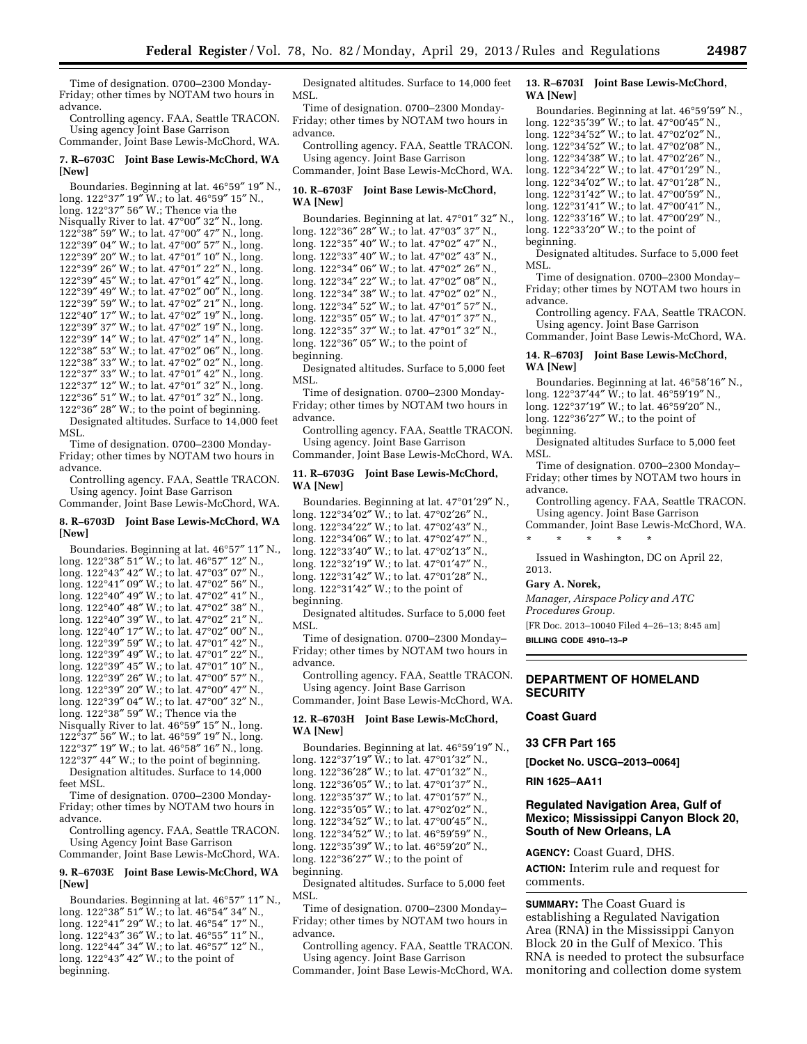Time of designation. 0700–2300 Monday-Friday; other times by NOTAM two hours in advance.

Controlling agency. FAA, Seattle TRACON.

Using agency Joint Base Garrison Commander, Joint Base Lewis-McChord, WA.

**7. R–6703C Joint Base Lewis-McChord, WA [New]**

Boundaries. Beginning at lat. 46°59″ 19″ N., long. 122°37″ 19″ W.; to lat. 46°59″ 15″ N., long. 122°37″ 56″ W.; Thence via the Nisqually River to lat. 47°00″ 32″ N., long. 122°38″ 59″ W.; to lat. 47°00″ 47″ N., long. 122°39″ 04″ W.; to lat. 47°00″ 57″ N., long. 122°39″ 20″ W.; to lat. 47°01″ 10″ N., long. 122°39″ 26″ W.; to lat. 47°01″ 22″ N., long. 122°39″ 45″ W.; to lat. 47°01″ 42″ N., long. 122°39″ 49″ W.; to lat. 47°02″ 00″ N., long. 122°39″ 59″ W.; to lat. 47°02″ 21″ N., long. 122°40″ 17″ W.; to lat. 47°02″ 19″ N., long. 122°39″ 37″ W.; to lat. 47°02″ 19″ N., long. 122°39″ 14″ W.; to lat. 47°02″ 14″ N., long. 122°38″ 53″ W.; to lat. 47°02″ 06″ N., long. 122°38″ 33″ W.; to lat. 47°02″ 02″ N., long. 122°37″ 33″ W.; to lat. 47°01″ 42″ N., long. 122°37″ 12″ W.; to lat. 47°01″ 32″ N., long. 122°36″ 51″ W.; to lat. 47°01″ 32″ N., long. 122°36″ 28″ W.; to the point of beginning.

Designated altitudes. Surface to 14,000 feet MSL.

Time of designation. 0700–2300 Monday-Friday; other times by NOTAM two hours in advance.

Controlling agency. FAA, Seattle TRACON.

Using agency. Joint Base Garrison Commander, Joint Base Lewis-McChord, WA.

**8. R–6703D Joint Base Lewis-McChord, WA [New]**

Boundaries. Beginning at lat. 46°57″ 11″ N., long. 122°38″ 51″ W.; to lat. 46°57″ 12″ N., long. 122°43″ 42″ W.; to lat. 47°03″ 07″ N., long. 122°41″ 09″ W.; to lat. 47°02″ 56″ N., long. 122°40″ 49″ W.; to lat. 47°02″ 41″ N., long. 122°40″ 48″ W.; to lat. 47°02″ 38″ N., long. 122°40″ 39″ W., to lat. 47°02″ 21″ N,. long. 122°40″ 17″ W.; to lat. 47°02″ 00″ N., long. 122°39″ 59″ W.; to lat. 47°01″ 42″ N., long. 122°39″ 49″ W.; to lat. 47°01″ 22″ N., long. 122°39″ 45″ W.; to lat. 47°01″ 10″ N., long. 122°39″ 26″ W.; to lat. 47°00″ 57″ N., long. 122°39″ 20″ W.; to lat. 47°00″ 47″ N., long. 122°39″ 04″ W.; to lat. 47°00″ 32″ N., long. 122°38″ 59″ W.; Thence via the Nisqually River to lat. 46°59″ 15″ N., long. 122°37″ 56″ W.; to lat. 46°59″ 19″ N., long. 122°37″ 19″ W.; to lat. 46°58″ 16″ N., long. 122°37″ 44″ W.; to the point of beginning.

Designation altitudes. Surface to 14,000 feet MSL.

Time of designation. 0700–2300 Monday-Friday; other times by NOTAM two hours in advance.

Controlling agency. FAA, Seattle TRACON.

Using Agency Joint Base Garrison Commander, Joint Base Lewis-McChord, WA.

**9. R–6703E Joint Base Lewis-McChord, WA [New]**

Boundaries. Beginning at lat. 46°57″ 11″ N., long. 122°38″ 51″ W.; to lat. 46°54″ 34″ N., long. 122°41″ 29″ W.; to lat. 46°54″ 17″ N., long. 122°43″ 36″ W.; to lat. 46°55″ 11″ N., long. 122°44″ 34″ W.; to lat. 46°57″ 12″ N., long. 122°43″ 42″ W.; to the point of beginning.

Designated altitudes. Surface to 14,000 feet MSL.

Time of designation. 0700–2300 Monday-Friday; other times by NOTAM two hours in advance.

Controlling agency. FAA, Seattle TRACON.

Using agency. Joint Base Garrison Commander, Joint Base Lewis-McChord, WA.

**10. R–6703F Joint Base Lewis-McChord, WA [New]**

Boundaries. Beginning at lat. 47°01″ 32″ N., long. 122°36″ 28″ W.; to lat. 47°03″ 37″ N., long. 122°35″ 40″ W.; to lat. 47°02″ 47″ N., long. 122°33″ 40″ W.; to lat. 47°02″ 43″ N., long. 122°34″ 06″ W.; to lat. 47°02″ 26″ N., long. 122°34″ 22″ W.; to lat. 47°02″ 08″ N., long. 122°34″ 38″ W.; to lat. 47°02″ 02″ N., long. 122°34″ 52″ W.; to lat. 47°01″ 57″ N., long. 122°35″ 05″ W.; to lat. 47°01″ 37″ N., long. 122°35″ 37″ W.; to lat. 47°01″ 32″ N., long. 122°36″ 05″ W.; to the point of beginning.

Designated altitudes. Surface to 5,000 feet MSL.

Time of designation. 0700–2300 Monday-Friday; other times by NOTAM two hours in advance.

Controlling agency. FAA, Seattle TRACON.

Using agency. Joint Base Garrison Commander, Joint Base Lewis-McChord, WA.

**11. R–6703G Joint Base Lewis-McChord, WA [New]**

Boundaries. Beginning at lat. 47°01′29″ N., long. 122°34′02″ W.; to lat. 47°02′26″ N., long. 122°34′22″ W.; to lat. 47°02′43″ N., long. 122°34′06″ W.; to lat. 47°02′47″ N., long. 122°33′40″ W.; to lat. 47°02′13″ N., long. 122°32′19″ W.; to lat. 47°01′47″ N., long. 122°31′42″ W.; to lat. 47°01′28″ N., long. 122°31′42″ W.; to the point of beginning.

Designated altitudes. Surface to 5,000 feet MSL.

Time of designation. 0700–2300 Monday–Friday; other times by NOTAM two hours in advance.

Controlling agency. FAA, Seattle TRACON.

Using agency. Joint Base Garrison Commander, Joint Base Lewis-McChord, WA.

**12. R–6703H Joint Base Lewis-McChord, WA [New]**

Boundaries. Beginning at lat. 46°59′19″ N., long. 122°37′19″ W.; to lat. 47°01′32″ N., long. 122°36′28″ W.; to lat. 47°01′32″ N., long. 122°36′05″ W.; to lat. 47°01′37″ N., long. 122°35′37″ W.; to lat. 47°01′57″ N., long. 122°35′05″ W.; to lat. 47°02′02″ N., long. 122°34′52″ W.; to lat. 47°00′45″ N., long. 122°34′52″ W.; to lat. 46°59′59″ N., long. 122°35′39″ W.; to lat. 46°59′20″ N., long. 122°36′27″ W.; to the point of beginning.

Designated altitudes. Surface to 5,000 feet MSL.

Time of designation. 0700–2300 Monday–Friday; other times by NOTAM two hours in advance.

Controlling agency. FAA, Seattle TRACON.

Using agency. Joint Base Garrison Commander, Joint Base Lewis-McChord, WA.

**13. R–6703I Joint Base Lewis-McChord, WA [New]**

Boundaries. Beginning at lat. 46°59′59″ N., long. 122°35′39″ W.; to lat. 47°00′45″ N., long. 122°34′52″ W.; to lat. 47°02′02″ N., long. 122°34′52″ W.; to lat. 47°02′08″ N., long. 122°34′38″ W.; to lat. 47°02′26″ N., long. 122°34′22″ W.; to lat. 47°01′29″ N., long. 122°34′02″ W.; to lat. 47°01′28″ N., long. 122°31′42″ W.; to lat. 47°00′59″ N., long. 122°31′41″ W.; to lat. 47°00′41″ N., long. 122°33′16″ W.; to lat. 47°00′29″ N., long. 122°33′20″ W.; to the point of beginning.

Designated altitudes. Surface to 5,000 feet MSL.

Time of designation. 0700–2300 Monday–Friday; other times by NOTAM two hours in advance.

Controlling agency. FAA, Seattle TRACON.

Using agency. Joint Base Garrison Commander, Joint Base Lewis-McChord, WA.

**14. R–6703J Joint Base Lewis-McChord, WA [New]**

Boundaries. Beginning at lat. 46°58′16″ N., long. 122°37′44″ W.; to lat. 46°59′19″ N., long. 122°37′19″ W.; to lat. 46°59′20″ N., long. 122°36′27″ W.; to the point of beginning.

Designated altitudes Surface to 5,000 feet MSL.

Time of designation. 0700–2300 Monday–Friday; other times by NOTAM two hours in advance.

Controlling agency. FAA, Seattle TRACON.

Using agency. Joint Base Garrison Commander, Joint Base Lewis-McChord, WA.

\* \* \* \* \*

Issued in Washington, DC on April 22, 2013.

**Gary A. Norek,**

*Manager, Airspace Policy and ATC Procedures Group.*

[FR Doc. 2013–10040 Filed 4–26–13; 8:45 am]

**BILLING CODE 4910–13–P**

## DEPARTMENT OF HOMELAND SECURITY

### Coast Guard

### 33 CFR Part 165

**[Docket No. USCG–2013–0064]**

**RIN 1625–AA11**

### Regulated Navigation Area, Gulf of Mexico; Mississippi Canyon Block 20, South of New Orleans, LA

**AGENCY:** Coast Guard, DHS.

**ACTION:** Interim rule and request for comments.

**SUMMARY:** The Coast Guard is establishing a Regulated Navigation Area (RNA) in the Mississippi Canyon Block 20 in the Gulf of Mexico. This RNA is needed to protect the subsurface monitoring and collection dome system